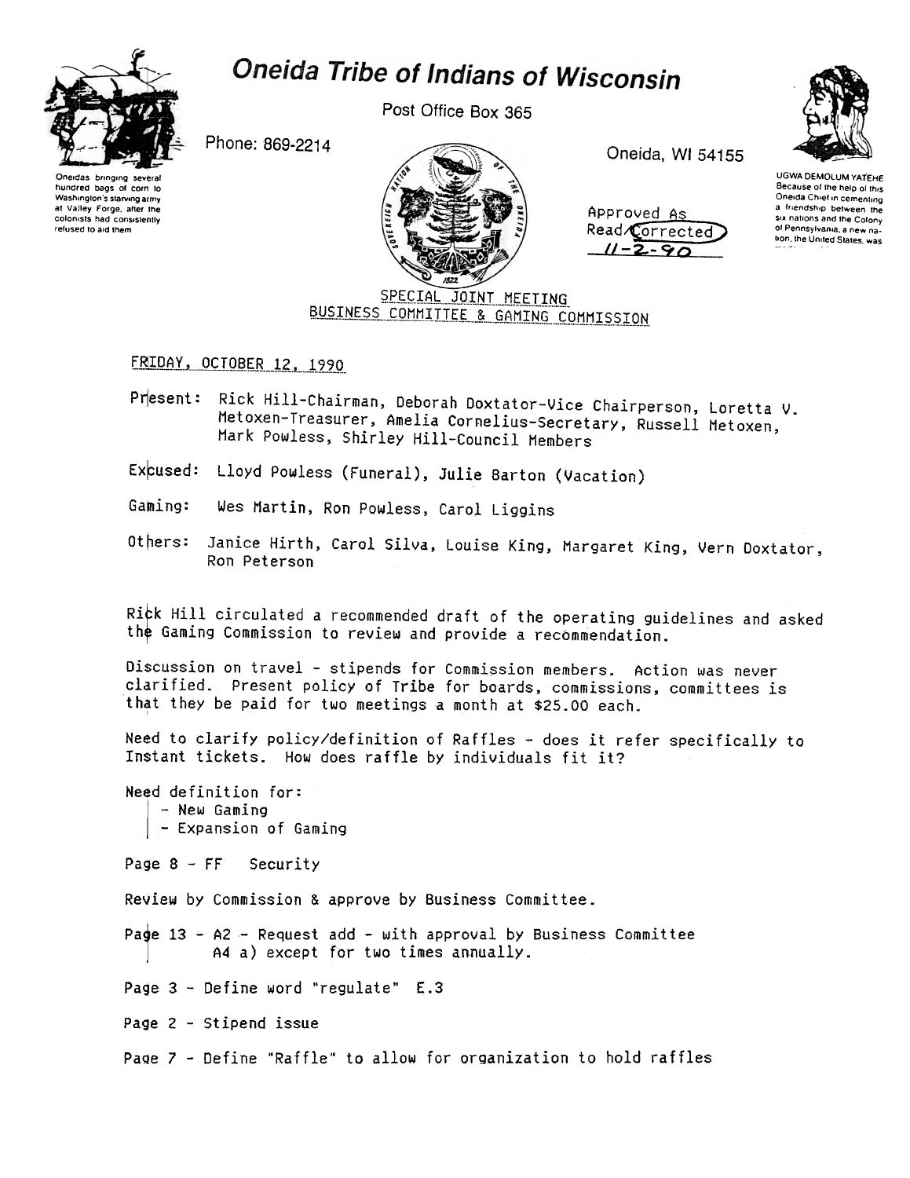# Oneida Tribe of Indians of Wisconsin

Post Office Box 365

Phone: 869-2214

Oneida, WI 54155

Oneidas bringing several hundred bags of corn to Washington's starving army at Valley Forge, after the colonists had consistently refused to aid them

UGWA DEMOLUM YATEHE
Because of the help of this Oneida Chief in cementing a friendship between the six nations and the Colony of Pennsylvania, a new nation, the United States, was

Approved As Read/Corrected
11-2-90

## SPECIAL JOINT MEETING
## BUSINESS COMMITTEE & GAMING COMMISSION

FRIDAY, OCTOBER 12, 1990

Present: Rick Hill-Chairman, Deborah Doxtator-Vice Chairperson, Loretta V. Metoxen-Treasurer, Amelia Cornelius-Secretary, Russell Metoxen, Mark Powless, Shirley Hill-Council Members

Excused: Lloyd Powless (Funeral), Julie Barton (Vacation)

Gaming: Wes Martin, Ron Powless, Carol Liggins

Others: Janice Hirth, Carol Silva, Louise King, Margaret King, Vern Doxtator, Ron Peterson

Rick Hill circulated a recommended draft of the operating guidelines and asked the Gaming Commission to review and provide a recommendation.

Discussion on travel - stipends for Commission members. Action was never clarified. Present policy of Tribe for boards, commissions, committees is that they be paid for two meetings a month at $25.00 each.

Need to clarify policy/definition of Raffles - does it refer specifically to Instant tickets. How does raffle by individuals fit it?

Need definition for:
- New Gaming
- Expansion of Gaming

Page 8 - FF Security

Review by Commission & approve by Business Committee.

Page 13 - A2 - Request add - with approval by Business Committee
A4 a) except for two times annually.

Page 3 - Define word "regulate" E.3

Page 2 - Stipend issue

Page 7 - Define "Raffle" to allow for organization to hold raffles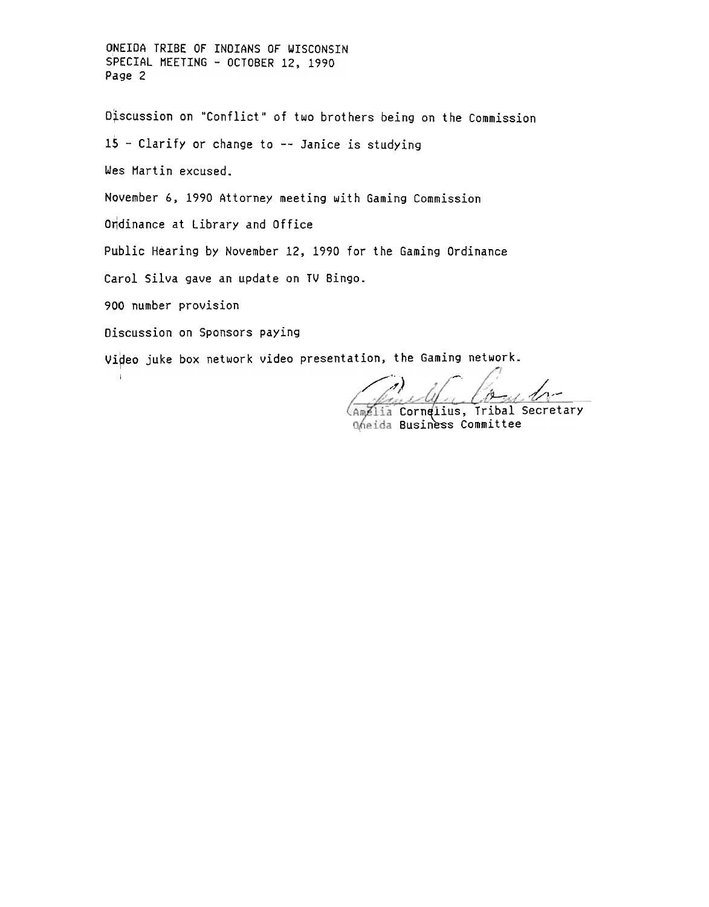Discussion on "Conflict" of two brothers being on the Commission

15 - Clarify or change to -- Janice is studying

Wes Martin excused.

November 6, 1990 Attorney meeting with Gaming Commission

Ordinance at Library and Office

Public Hearing by November 12, 1990 for the Gaming Ordinance

Carol Silva gave an update on TV Bingo.

900 number provision

Discussion on Sponsors paying

Video juke box network video presentation, the Gaming network.

Amelia Cornelius, Tribal Secretary
Oneida Business Committee